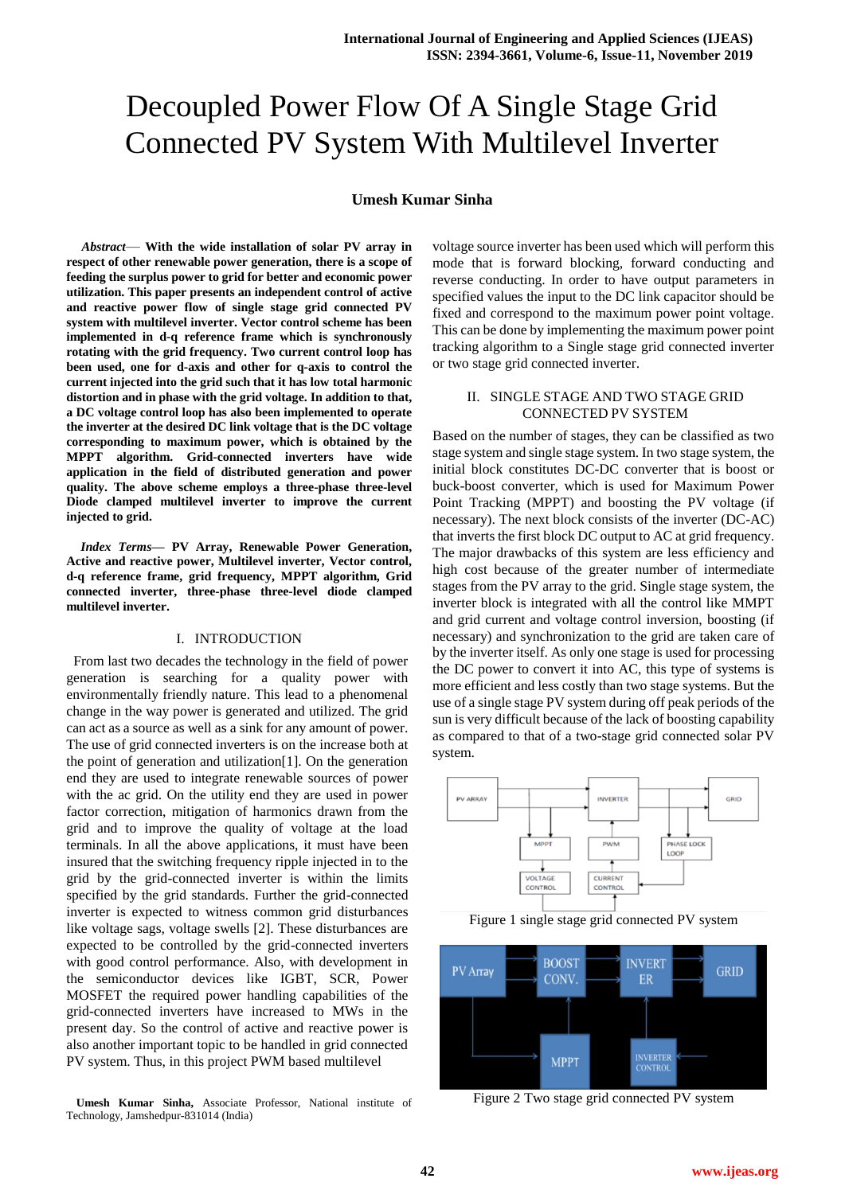# Decoupled Power Flow Of A Single Stage Grid Connected PV System With Multilevel Inverter

**Umesh Kumar Sinha**

***Abstract*— With the wide installation of solar PV array in respect of other renewable power generation, there is a scope of feeding the surplus power to grid for better and economic power utilization. This paper presents an independent control of active and reactive power flow of single stage grid connected PV system with multilevel inverter. Vector control scheme has been implemented in d-q reference frame which is synchronously rotating with the grid frequency. Two current control loop has been used, one for d-axis and other for q-axis to control the current injected into the grid such that it has low total harmonic distortion and in phase with the grid voltage. In addition to that, a DC voltage control loop has also been implemented to operate the inverter at the desired DC link voltage that is the DC voltage corresponding to maximum power, which is obtained by the MPPT algorithm. Grid-connected inverters have wide application in the field of distributed generation and power quality. The above scheme employs a three-phase three-level Diode clamped multilevel inverter to improve the current injected to grid.**

***Index Terms*— PV Array, Renewable Power Generation, Active and reactive power, Multilevel inverter, Vector control, d-q reference frame, grid frequency, MPPT algorithm, Grid connected inverter, three-phase three-level diode clamped multilevel inverter.**

## I. INTRODUCTION

From last two decades the technology in the field of power generation is searching for a quality power with environmentally friendly nature. This lead to a phenomenal change in the way power is generated and utilized. The grid can act as a source as well as a sink for any amount of power. The use of grid connected inverters is on the increase both at the point of generation and utilization[1]. On the generation end they are used to integrate renewable sources of power with the ac grid. On the utility end they are used in power factor correction, mitigation of harmonics drawn from the grid and to improve the quality of voltage at the load terminals. In all the above applications, it must have been insured that the switching frequency ripple injected in to the grid by the grid-connected inverter is within the limits specified by the grid standards. Further the grid-connected inverter is expected to witness common grid disturbances like voltage sags, voltage swells [2]. These disturbances are expected to be controlled by the grid-connected inverters with good control performance. Also, with development in the semiconductor devices like IGBT, SCR, Power MOSFET the required power handling capabilities of the grid-connected inverters have increased to MWs in the present day. So the control of active and reactive power is also another important topic to be handled in grid connected PV system. Thus, in this project PWM based multilevel voltage source inverter has been used which will perform this mode that is forward blocking, forward conducting and reverse conducting. In order to have output parameters in specified values the input to the DC link capacitor should be fixed and correspond to the maximum power point voltage. This can be done by implementing the maximum power point tracking algorithm to a Single stage grid connected inverter or two stage grid connected inverter.

**Umesh Kumar Sinha,** Associate Professor, National institute of Technology, Jamshedpur-831014 (India)

## II. SINGLE STAGE AND TWO STAGE GRID CONNECTED PV SYSTEM

Based on the number of stages, they can be classified as two stage system and single stage system. In two stage system, the initial block constitutes DC-DC converter that is boost or buck-boost converter, which is used for Maximum Power Point Tracking (MPPT) and boosting the PV voltage (if necessary). The next block consists of the inverter (DC-AC) that inverts the first block DC output to AC at grid frequency. The major drawbacks of this system are less efficiency and high cost because of the greater number of intermediate stages from the PV array to the grid. Single stage system, the inverter block is integrated with all the control like MMPT and grid current and voltage control inversion, boosting (if necessary) and synchronization to the grid are taken care of by the inverter itself. As only one stage is used for processing the DC power to convert it into AC, this type of systems is more efficient and less costly than two stage systems. But the use of a single stage PV system during off peak periods of the sun is very difficult because of the lack of boosting capability as compared to that of a two-stage grid connected solar PV system.

Figure 1 single stage grid connected PV system

Figure 2 Two stage grid connected PV system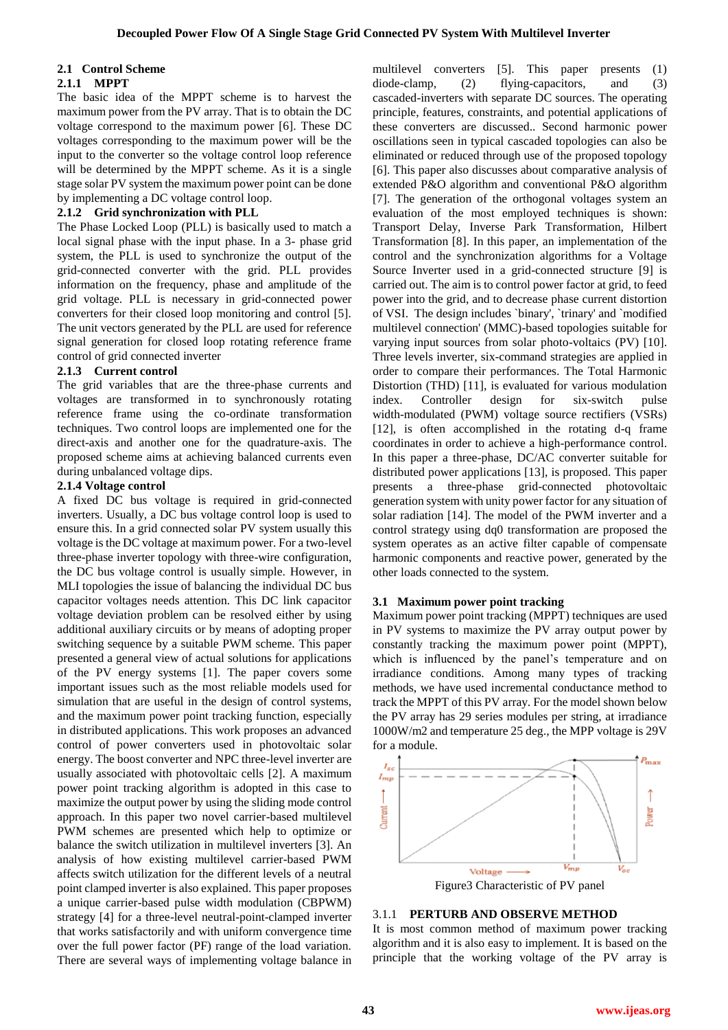### 2.1 Control Scheme

#### 2.1.1 MPPT

The basic idea of the MPPT scheme is to harvest the maximum power from the PV array. That is to obtain the DC voltage correspond to the maximum power [6]. These DC voltages corresponding to the maximum power will be the input to the converter so the voltage control loop reference will be determined by the MPPT scheme. As it is a single stage solar PV system the maximum power point can be done by implementing a DC voltage control loop.

#### 2.1.2 Grid synchronization with PLL

The Phase Locked Loop (PLL) is basically used to match a local signal phase with the input phase. In a 3- phase grid system, the PLL is used to synchronize the output of the grid-connected converter with the grid. PLL provides information on the frequency, phase and amplitude of the grid voltage. PLL is necessary in grid-connected power converters for their closed loop monitoring and control [5]. The unit vectors generated by the PLL are used for reference signal generation for closed loop rotating reference frame control of grid connected inverter

#### 2.1.3 Current control

The grid variables that are the three-phase currents and voltages are transformed in to synchronously rotating reference frame using the co-ordinate transformation techniques. Two control loops are implemented one for the direct-axis and another one for the quadrature-axis. The proposed scheme aims at achieving balanced currents even during unbalanced voltage dips.

#### 2.1.4 Voltage control

A fixed DC bus voltage is required in grid-connected inverters. Usually, a DC bus voltage control loop is used to ensure this. In a grid connected solar PV system usually this voltage is the DC voltage at maximum power. For a two-level three-phase inverter topology with three-wire configuration, the DC bus voltage control is usually simple. However, in MLI topologies the issue of balancing the individual DC bus capacitor voltages needs attention. This DC link capacitor voltage deviation problem can be resolved either by using additional auxiliary circuits or by means of adopting proper switching sequence by a suitable PWM scheme. This paper presented a general view of actual solutions for applications of the PV energy systems [1]. The paper covers some important issues such as the most reliable models used for simulation that are useful in the design of control systems, and the maximum power point tracking function, especially in distributed applications. This work proposes an advanced control of power converters used in photovoltaic solar energy. The boost converter and NPC three-level inverter are usually associated with photovoltaic cells [2]. A maximum power point tracking algorithm is adopted in this case to maximize the output power by using the sliding mode control approach. In this paper two novel carrier-based multilevel PWM schemes are presented which help to optimize or balance the switch utilization in multilevel inverters [3]. An analysis of how existing multilevel carrier-based PWM affects switch utilization for the different levels of a neutral point clamped inverter is also explained. This paper proposes a unique carrier-based pulse width modulation (CBPWM) strategy [4] for a three-level neutral-point-clamped inverter that works satisfactorily and with uniform convergence time over the full power factor (PF) range of the load variation. There are several ways of implementing voltage balance in multilevel converters [5]. This paper presents (1) diode-clamp, (2) flying-capacitors, and (3) cascaded-inverters with separate DC sources. The operating principle, features, constraints, and potential applications of these converters are discussed.. Second harmonic power oscillations seen in typical cascaded topologies can also be eliminated or reduced through use of the proposed topology [6]. This paper also discusses about comparative analysis of extended P&O algorithm and conventional P&O algorithm [7]. The generation of the orthogonal voltages system an evaluation of the most employed techniques is shown: Transport Delay, Inverse Park Transformation, Hilbert Transformation [8]. In this paper, an implementation of the control and the synchronization algorithms for a Voltage Source Inverter used in a grid-connected structure [9] is carried out. The aim is to control power factor at grid, to feed power into the grid, and to decrease phase current distortion of VSI. The design includes `binary', `trinary' and `modified multilevel connection' (MMC)-based topologies suitable for varying input sources from solar photo-voltaics (PV) [10]. Three levels inverter, six-command strategies are applied in order to compare their performances. The Total Harmonic Distortion (THD) [11], is evaluated for various modulation index. Controller design for six-switch pulse width-modulated (PWM) voltage source rectifiers (VSRs) [12], is often accomplished in the rotating d-q frame coordinates in order to achieve a high-performance control. In this paper a three-phase, DC/AC converter suitable for distributed power applications [13], is proposed. This paper presents a three-phase grid-connected photovoltaic generation system with unity power factor for any situation of solar radiation [14]. The model of the PWM inverter and a control strategy using dq0 transformation are proposed the system operates as an active filter capable of compensate harmonic components and reactive power, generated by the other loads connected to the system.

### 3.1 Maximum power point tracking

Maximum power point tracking (MPPT) techniques are used in PV systems to maximize the PV array output power by constantly tracking the maximum power point (MPPT), which is influenced by the panel's temperature and on irradiance conditions. Among many types of tracking methods, we have used incremental conductance method to track the MPPT of this PV array. For the model shown below the PV array has 29 series modules per string, at irradiance 1000W/m2 and temperature 25 deg., the MPP voltage is 29V for a module.

Figure3 Characteristic of PV panel

#### 3.1.1 PERTURB AND OBSERVE METHOD

It is most common method of maximum power tracking algorithm and it is also easy to implement. It is based on the principle that the working voltage of the PV array is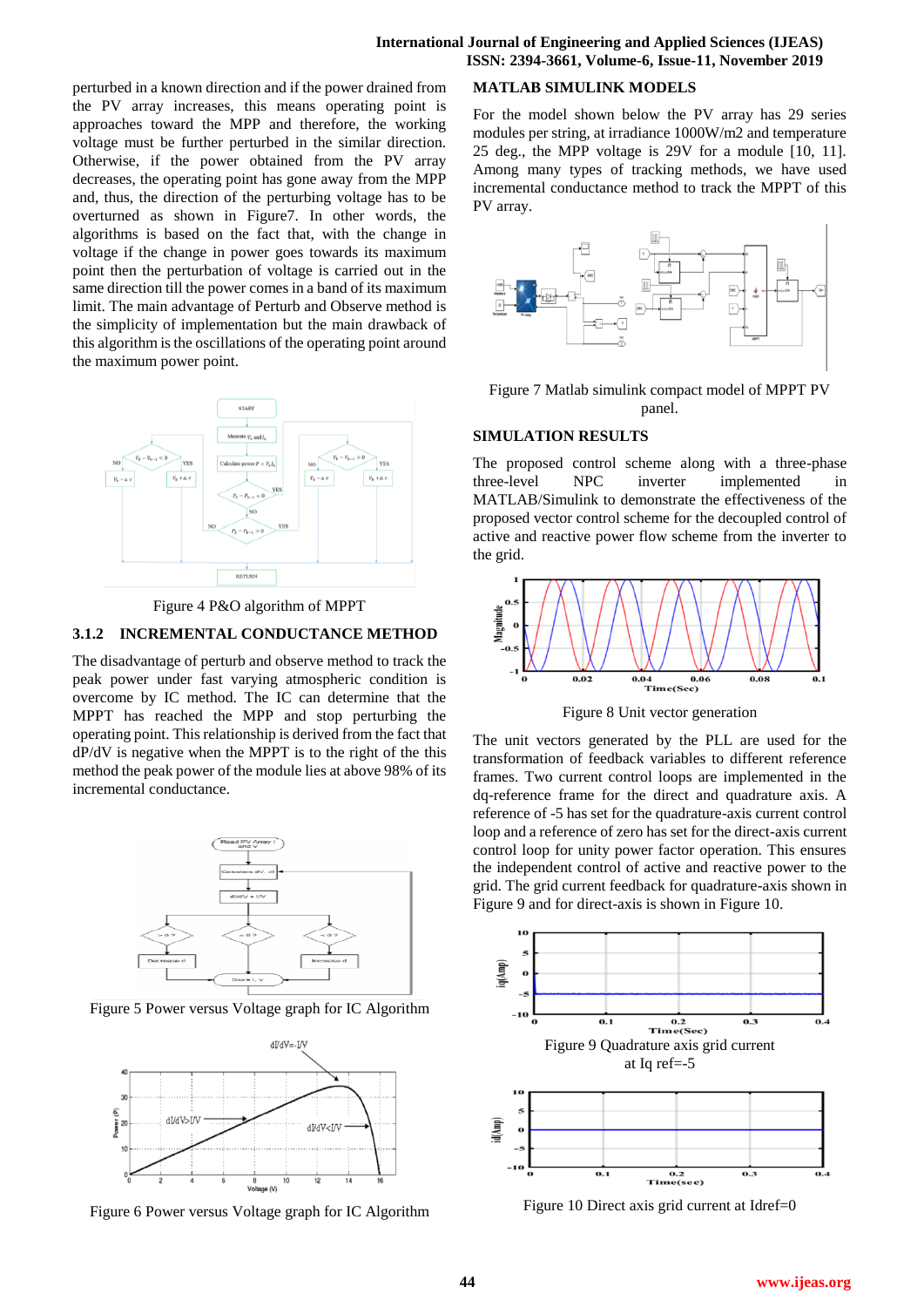perturbed in a known direction and if the power drained from the PV array increases, this means operating point is approaches toward the MPP and therefore, the working voltage must be further perturbed in the similar direction. Otherwise, if the power obtained from the PV array decreases, the operating point has gone away from the MPP and, thus, the direction of the perturbing voltage has to be overturned as shown in Figure7. In other words, the algorithms is based on the fact that, with the change in voltage if the change in power goes towards its maximum point then the perturbation of voltage is carried out in the same direction till the power comes in a band of its maximum limit. The main advantage of Perturb and Observe method is the simplicity of implementation but the main drawback of this algorithm is the oscillations of the operating point around the maximum power point.

Figure 4 P&O algorithm of MPPT

### 3.1.2 INCREMENTAL CONDUCTANCE METHOD

The disadvantage of perturb and observe method to track the peak power under fast varying atmospheric condition is overcome by IC method. The IC can determine that the MPPT has reached the MPP and stop perturbing the operating point. This relationship is derived from the fact that dP/dV is negative when the MPPT is to the right of the this method the peak power of the module lies at above 98% of its incremental conductance.

Figure 5 Power versus Voltage graph for IC Algorithm

Figure 6 Power versus Voltage graph for IC Algorithm

## MATLAB SIMULINK MODELS

For the model shown below the PV array has 29 series modules per string, at irradiance 1000W/m2 and temperature 25 deg., the MPP voltage is 29V for a module [10, 11]. Among many types of tracking methods, we have used incremental conductance method to track the MPPT of this PV array.

Figure 7 Matlab simulink compact model of MPPT PV panel.

## SIMULATION RESULTS

The proposed control scheme along with a three-phase three-level NPC inverter implemented in MATLAB/Simulink to demonstrate the effectiveness of the proposed vector control scheme for the decoupled control of active and reactive power flow scheme from the inverter to the grid.

Figure 8 Unit vector generation

The unit vectors generated by the PLL are used for the transformation of feedback variables to different reference frames. Two current control loops are implemented in the dq-reference frame for the direct and quadrature axis. A reference of -5 has set for the quadrature-axis current control loop and a reference of zero has set for the direct-axis current control loop for unity power factor operation. This ensures the independent control of active and reactive power to the grid. The grid current feedback for quadrature-axis shown in Figure 9 and for direct-axis is shown in Figure 10.

Figure 9 Quadrature axis grid current at Iq ref=-5

Figure 10 Direct axis grid current at Idref=0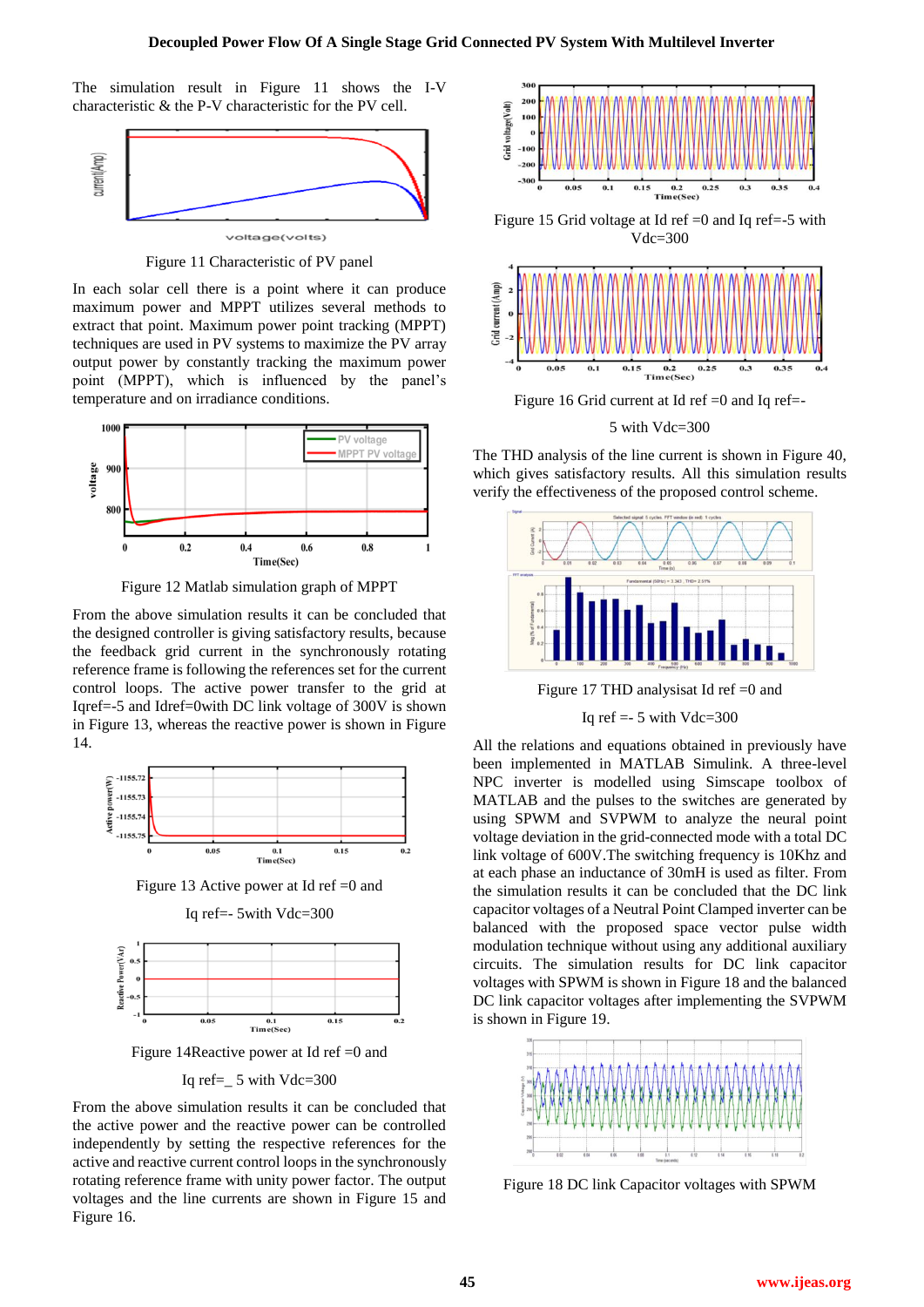The simulation result in Figure 11 shows the I-V characteristic & the P-V characteristic for the PV cell.

Figure 11 Characteristic of PV panel

In each solar cell there is a point where it can produce maximum power and MPPT utilizes several methods to extract that point. Maximum power point tracking (MPPT) techniques are used in PV systems to maximize the PV array output power by constantly tracking the maximum power point (MPPT), which is influenced by the panel's temperature and on irradiance conditions.

Figure 12 Matlab simulation graph of MPPT

From the above simulation results it can be concluded that the designed controller is giving satisfactory results, because the feedback grid current in the synchronously rotating reference frame is following the references set for the current control loops. The active power transfer to the grid at Iqref=-5 and Idref=0with DC link voltage of 300V is shown in Figure 13, whereas the reactive power is shown in Figure 14.

Figure 13 Active power at Id ref =0 and

Iq ref=- 5with Vdc=300

Figure 14Reactive power at Id ref =0 and

Iq ref=_ 5 with Vdc=300

From the above simulation results it can be concluded that the active power and the reactive power can be controlled independently by setting the respective references for the active and reactive current control loops in the synchronously rotating reference frame with unity power factor. The output voltages and the line currents are shown in Figure 15 and Figure 16.

Figure 15 Grid voltage at Id ref =0 and Iq ref=-5 with Vdc=300

Figure 16 Grid current at Id ref =0 and Iq ref=-

5 with Vdc=300

The THD analysis of the line current is shown in Figure 40, which gives satisfactory results. All this simulation results verify the effectiveness of the proposed control scheme.

Figure 17 THD analysisat Id ref =0 and

Iq ref =- 5 with Vdc=300

All the relations and equations obtained in previously have been implemented in MATLAB Simulink. A three-level NPC inverter is modelled using Simscape toolbox of MATLAB and the pulses to the switches are generated by using SPWM and SVPWM to analyze the neural point voltage deviation in the grid-connected mode with a total DC link voltage of 600V.The switching frequency is 10Khz and at each phase an inductance of 30mH is used as filter. From the simulation results it can be concluded that the DC link capacitor voltages of a Neutral Point Clamped inverter can be balanced with the proposed space vector pulse width modulation technique without using any additional auxiliary circuits. The simulation results for DC link capacitor voltages with SPWM is shown in Figure 18 and the balanced DC link capacitor voltages after implementing the SVPWM is shown in Figure 19.

Figure 18 DC link Capacitor voltages with SPWM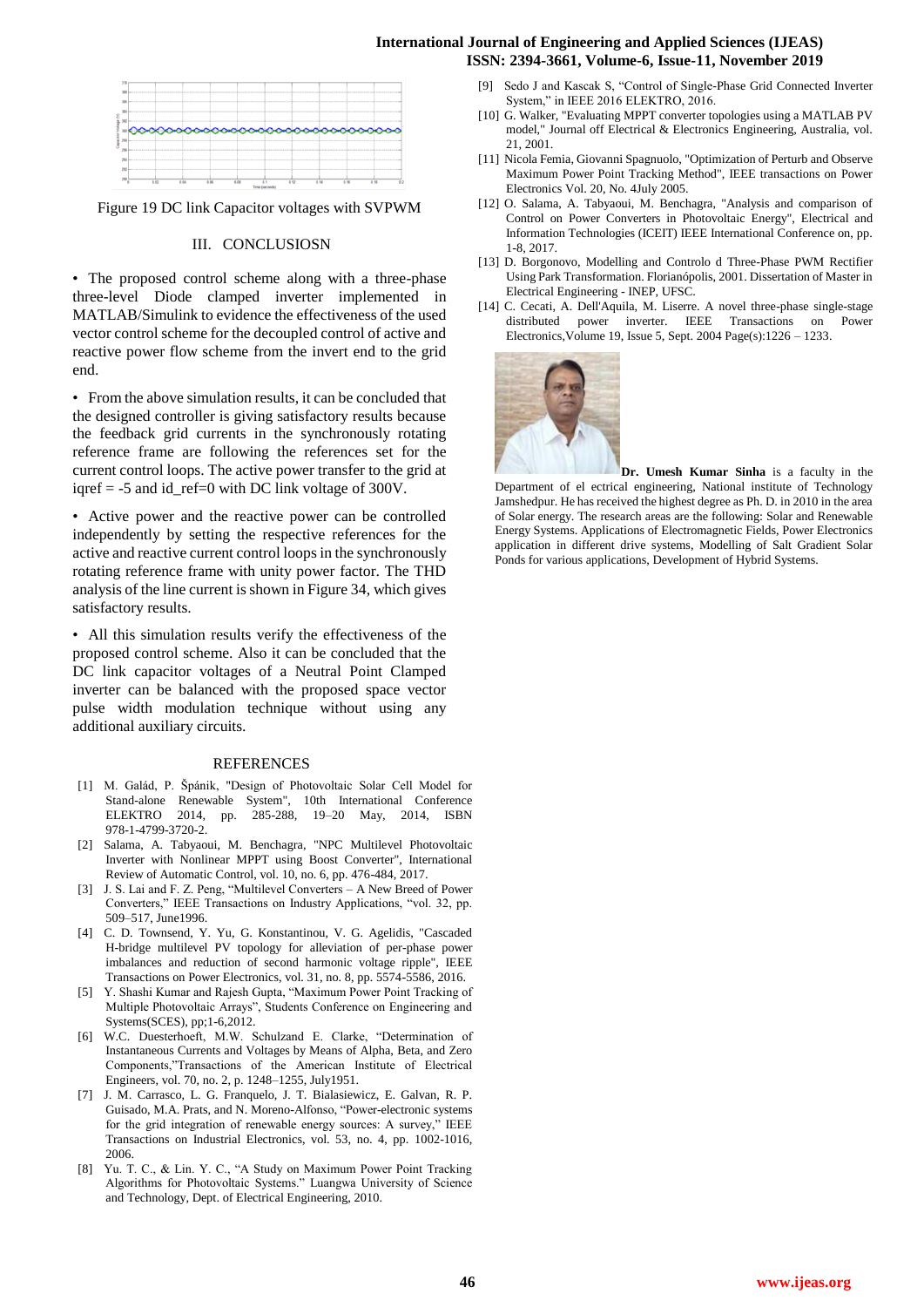Figure 19 DC link Capacitor voltages with SVPWM

## III. CONCLUSIOSN

• The proposed control scheme along with a three-phase three-level Diode clamped inverter implemented in MATLAB/Simulink to evidence the effectiveness of the used vector control scheme for the decoupled control of active and reactive power flow scheme from the invert end to the grid end.

• From the above simulation results, it can be concluded that the designed controller is giving satisfactory results because the feedback grid currents in the synchronously rotating reference frame are following the references set for the current control loops. The active power transfer to the grid at iqref = -5 and id_ref=0 with DC link voltage of 300V.

• Active power and the reactive power can be controlled independently by setting the respective references for the active and reactive current control loops in the synchronously rotating reference frame with unity power factor. The THD analysis of the line current is shown in Figure 34, which gives satisfactory results.

• All this simulation results verify the effectiveness of the proposed control scheme. Also it can be concluded that the DC link capacitor voltages of a Neutral Point Clamped inverter can be balanced with the proposed space vector pulse width modulation technique without using any additional auxiliary circuits.

## REFERENCES

[1] M. Galád, P. Špánik, "Design of Photovoltaic Solar Cell Model for Stand-alone Renewable System", 10th International Conference ELEKTRO 2014, pp. 285-288, 19–20 May, 2014, ISBN 978-1-4799-3720-2.

[2] Salama, A. Tabyaoui, M. Benchagra, "NPC Multilevel Photovoltaic Inverter with Nonlinear MPPT using Boost Converter", International Review of Automatic Control, vol. 10, no. 6, pp. 476-484, 2017.

[3] J. S. Lai and F. Z. Peng, "Multilevel Converters – A New Breed of Power Converters," IEEE Transactions on Industry Applications, "vol. 32, pp. 509–517, June1996.

[4] C. D. Townsend, Y. Yu, G. Konstantinou, V. G. Agelidis, "Cascaded H-bridge multilevel PV topology for alleviation of per-phase power imbalances and reduction of second harmonic voltage ripple", IEEE Transactions on Power Electronics, vol. 31, no. 8, pp. 5574-5586, 2016.

[5] Y. Shashi Kumar and Rajesh Gupta, "Maximum Power Point Tracking of Multiple Photovoltaic Arrays", Students Conference on Engineering and Systems(SCES), pp;1-6,2012.

[6] W.C. Duesterhoeft, M.W. Schulzand E. Clarke, "Determination of Instantaneous Currents and Voltages by Means of Alpha, Beta, and Zero Components,"Transactions of the American Institute of Electrical Engineers, vol. 70, no. 2, p. 1248–1255, July1951.

[7] J. M. Carrasco, L. G. Franquelo, J. T. Bialasiewicz, E. Galvan, R. P. Guisado, M.A. Prats, and N. Moreno-Alfonso, "Power-electronic systems for the grid integration of renewable energy sources: A survey," IEEE Transactions on Industrial Electronics, vol. 53, no. 4, pp. 1002-1016, 2006.

[8] Yu. T. C., & Lin. Y. C., "A Study on Maximum Power Point Tracking Algorithms for Photovoltaic Systems." Luangwa University of Science and Technology, Dept. of Electrical Engineering, 2010.

[9] Sedo J and Kascak S, "Control of Single-Phase Grid Connected Inverter System," in IEEE 2016 ELEKTRO, 2016.

[10] G. Walker, "Evaluating MPPT converter topologies using a MATLAB PV model," Journal off Electrical & Electronics Engineering, Australia, vol. 21, 2001.

[11] Nicola Femia, Giovanni Spagnuolo, "Optimization of Perturb and Observe Maximum Power Point Tracking Method", IEEE transactions on Power Electronics Vol. 20, No. 4July 2005.

[12] O. Salama, A. Tabyaoui, M. Benchagra, "Analysis and comparison of Control on Power Converters in Photovoltaic Energy", Electrical and Information Technologies (ICEIT) IEEE International Conference on, pp. 1-8, 2017.

[13] D. Borgonovo, Modelling and Controlo d Three-Phase PWM Rectifier Using Park Transformation. Florianópolis, 2001. Dissertation of Master in Electrical Engineering - INEP, UFSC.

[14] C. Cecati, A. Dell'Aquila, M. Liserre. A novel three-phase single-stage distributed power inverter. IEEE Transactions on Power Electronics,Volume 19, Issue 5, Sept. 2004 Page(s):1226 – 1233.

**Dr. Umesh Kumar Sinha** is a faculty in the Department of el ectrical engineering, National institute of Technology Jamshedpur. He has received the highest degree as Ph. D. in 2010 in the area of Solar energy. The research areas are the following: Solar and Renewable Energy Systems. Applications of Electromagnetic Fields, Power Electronics application in different drive systems, Modelling of Salt Gradient Solar Ponds for various applications, Development of Hybrid Systems.